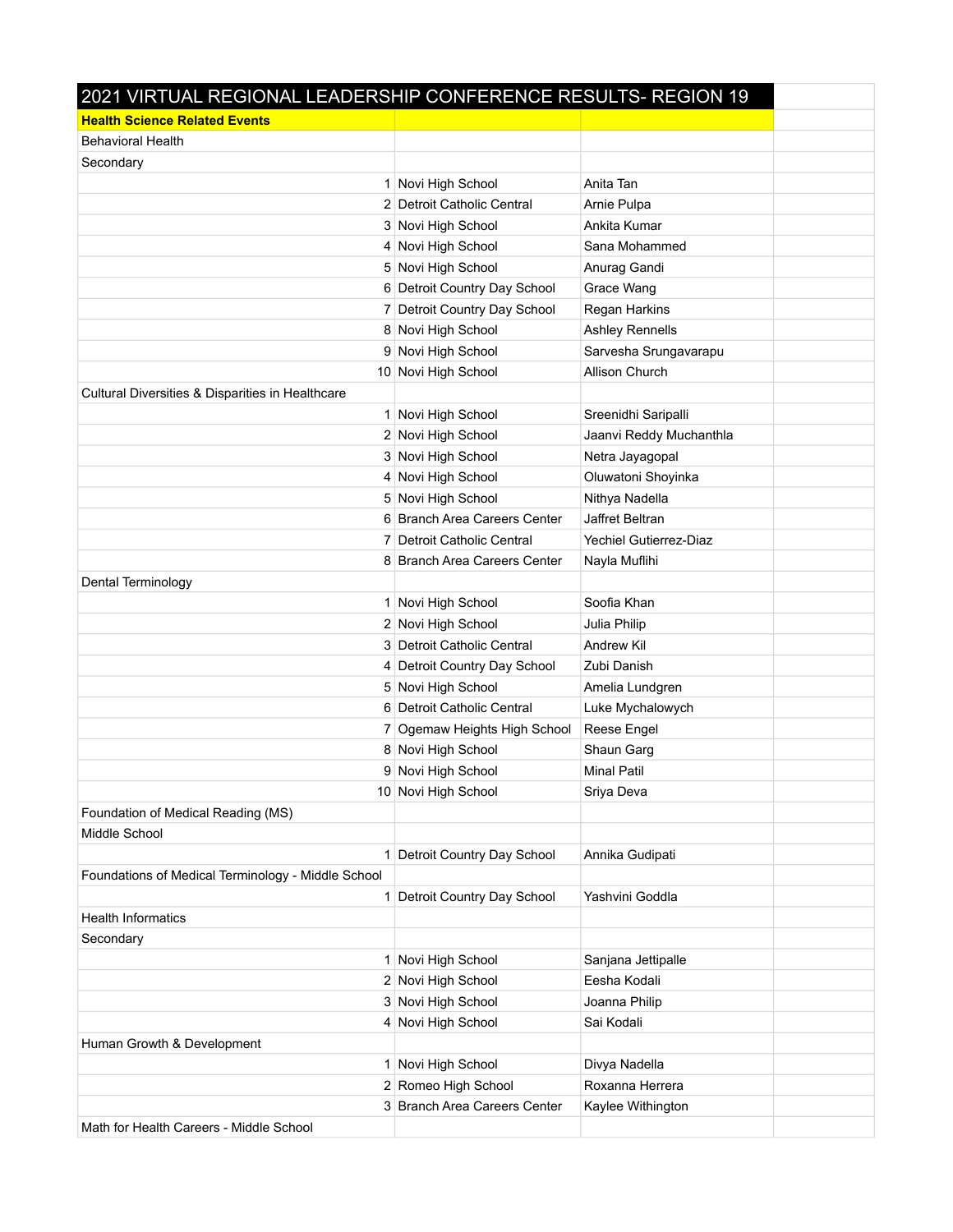| 2021 VIRTUAL REGIONAL LEADERSHIP CONFERENCE RESULTS- REGION 19 | | |
|---|---|---|
| **Health Science Related Events** | | |
| Behavioral Health | | |
| Secondary | | |
| 1 | Novi High School | Anita Tan |
| 2 | Detroit Catholic Central | Arnie Pulpa |
| 3 | Novi High School | Ankita Kumar |
| 4 | Novi High School | Sana Mohammed |
| 5 | Novi High School | Anurag Gandi |
| 6 | Detroit Country Day School | Grace Wang |
| 7 | Detroit Country Day School | Regan Harkins |
| 8 | Novi High School | Ashley Rennells |
| 9 | Novi High School | Sarvesha Srungavarapu |
| 10 | Novi High School | Allison Church |
| Cultural Diversities & Disparities in Healthcare | | |
| 1 | Novi High School | Sreenidhi Saripalli |
| 2 | Novi High School | Jaanvi Reddy Muchanthla |
| 3 | Novi High School | Netra Jayagopal |
| 4 | Novi High School | Oluwatoni Shoyinka |
| 5 | Novi High School | Nithya Nadella |
| 6 | Branch Area Careers Center | Jaffret Beltran |
| 7 | Detroit Catholic Central | Yechiel Gutierrez-Diaz |
| 8 | Branch Area Careers Center | Nayla Muflihi |
| Dental Terminology | | |
| 1 | Novi High School | Soofia Khan |
| 2 | Novi High School | Julia Philip |
| 3 | Detroit Catholic Central | Andrew Kil |
| 4 | Detroit Country Day School | Zubi Danish |
| 5 | Novi High School | Amelia Lundgren |
| 6 | Detroit Catholic Central | Luke Mychalowych |
| 7 | Ogemaw Heights High School | Reese Engel |
| 8 | Novi High School | Shaun Garg |
| 9 | Novi High School | Minal Patil |
| 10 | Novi High School | Sriya Deva |
| Foundation of Medical Reading (MS) | | |
| Middle School | | |
| 1 | Detroit Country Day School | Annika Gudipati |
| Foundations of Medical Terminology - Middle School | | |
| 1 | Detroit Country Day School | Yashvini Goddla |
| Health Informatics | | |
| Secondary | | |
| 1 | Novi High School | Sanjana Jettipalle |
| 2 | Novi High School | Eesha Kodali |
| 3 | Novi High School | Joanna Philip |
| 4 | Novi High School | Sai Kodali |
| Human Growth & Development | | |
| 1 | Novi High School | Divya Nadella |
| 2 | Romeo High School | Roxanna Herrera |
| 3 | Branch Area Careers Center | Kaylee Withington |
| Math for Health Careers - Middle School | | |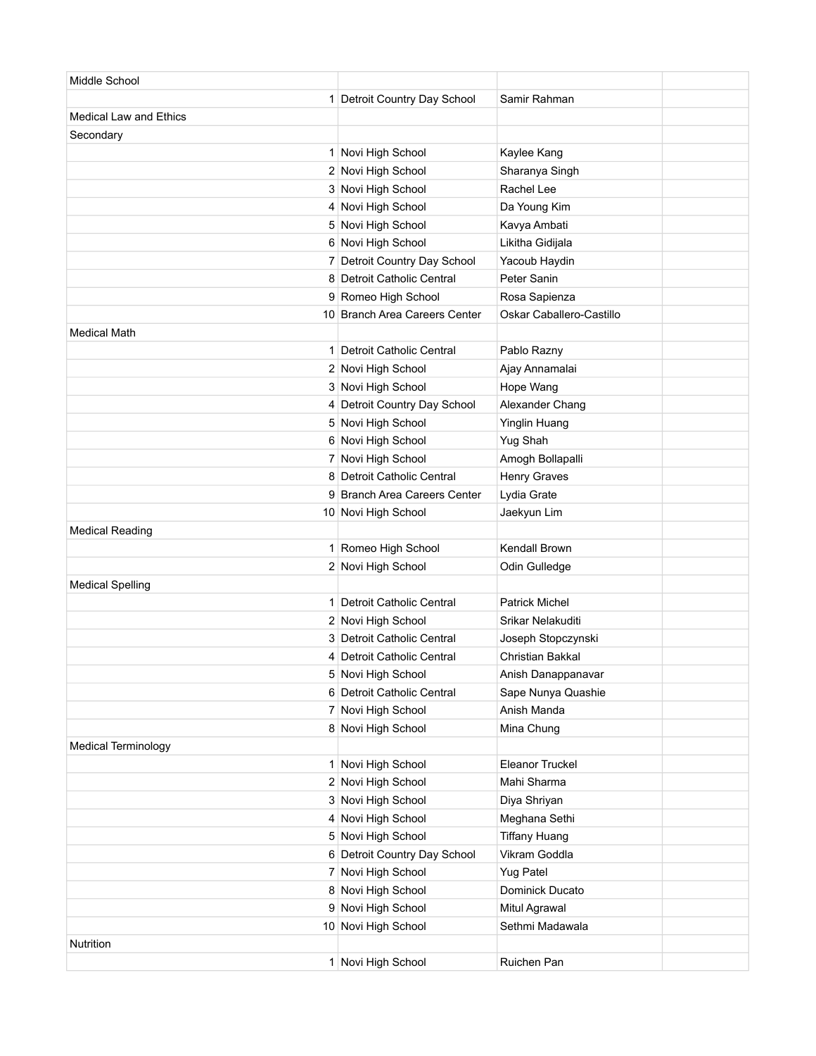| | | | |
|---|---|---|---|
| Middle School | | | |
| 1 | Detroit Country Day School | Samir Rahman | |
| Medical Law and Ethics | | | |
| Secondary | | | |
| 1 | Novi High School | Kaylee Kang | |
| 2 | Novi High School | Sharanya Singh | |
| 3 | Novi High School | Rachel Lee | |
| 4 | Novi High School | Da Young Kim | |
| 5 | Novi High School | Kavya Ambati | |
| 6 | Novi High School | Likitha Gidijala | |
| 7 | Detroit Country Day School | Yacoub Haydin | |
| 8 | Detroit Catholic Central | Peter Sanin | |
| 9 | Romeo High School | Rosa Sapienza | |
| 10 | Branch Area Careers Center | Oskar Caballero-Castillo | |
| Medical Math | | | |
| 1 | Detroit Catholic Central | Pablo Razny | |
| 2 | Novi High School | Ajay Annamalai | |
| 3 | Novi High School | Hope Wang | |
| 4 | Detroit Country Day School | Alexander Chang | |
| 5 | Novi High School | Yinglin Huang | |
| 6 | Novi High School | Yug Shah | |
| 7 | Novi High School | Amogh Bollapalli | |
| 8 | Detroit Catholic Central | Henry Graves | |
| 9 | Branch Area Careers Center | Lydia Grate | |
| 10 | Novi High School | Jaekyun Lim | |
| Medical Reading | | | |
| 1 | Romeo High School | Kendall Brown | |
| 2 | Novi High School | Odin Gulledge | |
| Medical Spelling | | | |
| 1 | Detroit Catholic Central | Patrick Michel | |
| 2 | Novi High School | Srikar Nelakuditi | |
| 3 | Detroit Catholic Central | Joseph Stopczynski | |
| 4 | Detroit Catholic Central | Christian Bakkal | |
| 5 | Novi High School | Anish Danappanavar | |
| 6 | Detroit Catholic Central | Sape Nunya Quashie | |
| 7 | Novi High School | Anish Manda | |
| 8 | Novi High School | Mina Chung | |
| Medical Terminology | | | |
| 1 | Novi High School | Eleanor Truckel | |
| 2 | Novi High School | Mahi Sharma | |
| 3 | Novi High School | Diya Shriyan | |
| 4 | Novi High School | Meghana Sethi | |
| 5 | Novi High School | Tiffany Huang | |
| 6 | Detroit Country Day School | Vikram Goddla | |
| 7 | Novi High School | Yug Patel | |
| 8 | Novi High School | Dominick Ducato | |
| 9 | Novi High School | Mitul Agrawal | |
| 10 | Novi High School | Sethmi Madawala | |
| Nutrition | | | |
| 1 | Novi High School | Ruichen Pan | |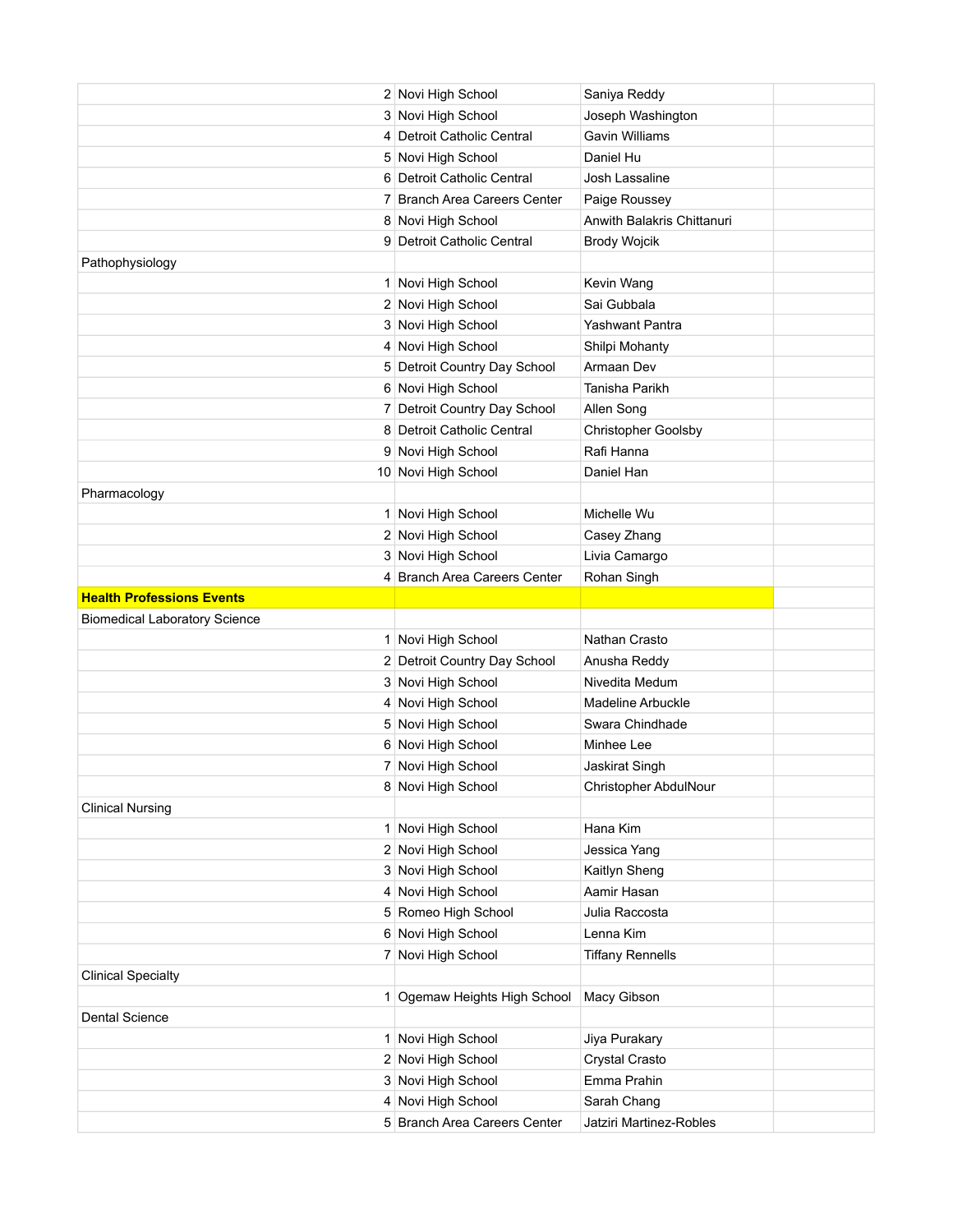| | | | |
|---|---|---|---|
| 2 | Novi High School | Saniya Reddy | |
| 3 | Novi High School | Joseph Washington | |
| 4 | Detroit Catholic Central | Gavin Williams | |
| 5 | Novi High School | Daniel Hu | |
| 6 | Detroit Catholic Central | Josh Lassaline | |
| 7 | Branch Area Careers Center | Paige Roussey | |
| 8 | Novi High School | Anwith Balakris Chittanuri | |
| 9 | Detroit Catholic Central | Brody Wojcik | |
| Pathophysiology | | | |
| 1 | Novi High School | Kevin Wang | |
| 2 | Novi High School | Sai Gubbala | |
| 3 | Novi High School | Yashwant Pantra | |
| 4 | Novi High School | Shilpi Mohanty | |
| 5 | Detroit Country Day School | Armaan Dev | |
| 6 | Novi High School | Tanisha Parikh | |
| 7 | Detroit Country Day School | Allen Song | |
| 8 | Detroit Catholic Central | Christopher Goolsby | |
| 9 | Novi High School | Rafi Hanna | |
| 10 | Novi High School | Daniel Han | |
| Pharmacology | | | |
| 1 | Novi High School | Michelle Wu | |
| 2 | Novi High School | Casey Zhang | |
| 3 | Novi High School | Livia Camargo | |
| 4 | Branch Area Careers Center | Rohan Singh | |
| **Health Professions Events** | | | |
| Biomedical Laboratory Science | | | |
| 1 | Novi High School | Nathan Crasto | |
| 2 | Detroit Country Day School | Anusha Reddy | |
| 3 | Novi High School | Nivedita Medum | |
| 4 | Novi High School | Madeline Arbuckle | |
| 5 | Novi High School | Swara Chindhade | |
| 6 | Novi High School | Minhee Lee | |
| 7 | Novi High School | Jaskirat Singh | |
| 8 | Novi High School | Christopher AbdulNour | |
| Clinical Nursing | | | |
| 1 | Novi High School | Hana Kim | |
| 2 | Novi High School | Jessica Yang | |
| 3 | Novi High School | Kaitlyn Sheng | |
| 4 | Novi High School | Aamir Hasan | |
| 5 | Romeo High School | Julia Raccosta | |
| 6 | Novi High School | Lenna Kim | |
| 7 | Novi High School | Tiffany Rennells | |
| Clinical Specialty | | | |
| 1 | Ogemaw Heights High School | Macy Gibson | |
| Dental Science | | | |
| 1 | Novi High School | Jiya Purakary | |
| 2 | Novi High School | Crystal Crasto | |
| 3 | Novi High School | Emma Prahin | |
| 4 | Novi High School | Sarah Chang | |
| 5 | Branch Area Careers Center | Jatziri Martinez-Robles | |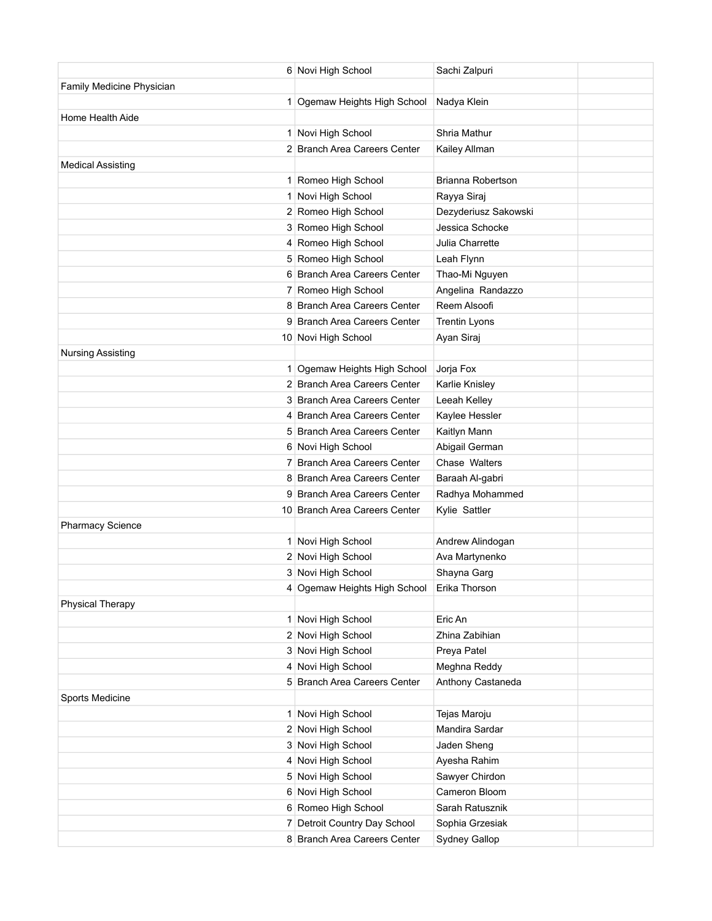| | | | | |
|---|---|---|---|---|
| | 6 | Novi High School | Sachi Zalpuri | |
| Family Medicine Physician | | | | |
| | 1 | Ogemaw Heights High School | Nadya Klein | |
| Home Health Aide | | | | |
| | 1 | Novi High School | Shria Mathur | |
| | 2 | Branch Area Careers Center | Kailey Allman | |
| Medical Assisting | | | | |
| | 1 | Romeo High School | Brianna Robertson | |
| | 1 | Novi High School | Rayya Siraj | |
| | 2 | Romeo High School | Dezyderiusz Sakowski | |
| | 3 | Romeo High School | Jessica Schocke | |
| | 4 | Romeo High School | Julia Charrette | |
| | 5 | Romeo High School | Leah Flynn | |
| | 6 | Branch Area Careers Center | Thao-Mi Nguyen | |
| | 7 | Romeo High School | Angelina Randazzo | |
| | 8 | Branch Area Careers Center | Reem Alsoofi | |
| | 9 | Branch Area Careers Center | Trentin Lyons | |
| | 10 | Novi High School | Ayan Siraj | |
| Nursing Assisting | | | | |
| | 1 | Ogemaw Heights High School | Jorja Fox | |
| | 2 | Branch Area Careers Center | Karlie Knisley | |
| | 3 | Branch Area Careers Center | Leeah Kelley | |
| | 4 | Branch Area Careers Center | Kaylee Hessler | |
| | 5 | Branch Area Careers Center | Kaitlyn Mann | |
| | 6 | Novi High School | Abigail German | |
| | 7 | Branch Area Careers Center | Chase Walters | |
| | 8 | Branch Area Careers Center | Baraah Al-gabri | |
| | 9 | Branch Area Careers Center | Radhya Mohammed | |
| | 10 | Branch Area Careers Center | Kylie Sattler | |
| Pharmacy Science | | | | |
| | 1 | Novi High School | Andrew Alindogan | |
| | 2 | Novi High School | Ava Martynenko | |
| | 3 | Novi High School | Shayna Garg | |
| | 4 | Ogemaw Heights High School | Erika Thorson | |
| Physical Therapy | | | | |
| | 1 | Novi High School | Eric An | |
| | 2 | Novi High School | Zhina Zabihian | |
| | 3 | Novi High School | Preya Patel | |
| | 4 | Novi High School | Meghna Reddy | |
| | 5 | Branch Area Careers Center | Anthony Castaneda | |
| Sports Medicine | | | | |
| | 1 | Novi High School | Tejas Maroju | |
| | 2 | Novi High School | Mandira Sardar | |
| | 3 | Novi High School | Jaden Sheng | |
| | 4 | Novi High School | Ayesha Rahim | |
| | 5 | Novi High School | Sawyer Chirdon | |
| | 6 | Novi High School | Cameron Bloom | |
| | 6 | Romeo High School | Sarah Ratusznik | |
| | 7 | Detroit Country Day School | Sophia Grzesiak | |
| | 8 | Branch Area Careers Center | Sydney Gallop | |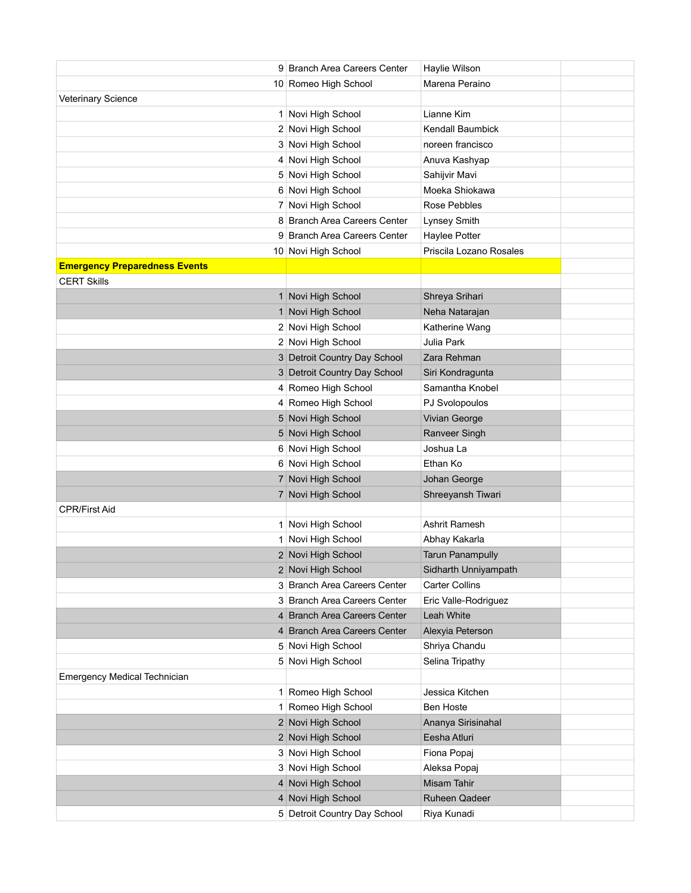| | | | |
|---|---|---|---|
| 9 | Branch Area Careers Center | Haylie Wilson | |
| 10 | Romeo High School | Marena Peraino | |
| Veterinary Science | | | |
| 1 | Novi High School | Lianne Kim | |
| 2 | Novi High School | Kendall Baumbick | |
| 3 | Novi High School | noreen francisco | |
| 4 | Novi High School | Anuva Kashyap | |
| 5 | Novi High School | Sahijvir Mavi | |
| 6 | Novi High School | Moeka Shiokawa | |
| 7 | Novi High School | Rose Pebbles | |
| 8 | Branch Area Careers Center | Lynsey Smith | |
| 9 | Branch Area Careers Center | Haylee Potter | |
| 10 | Novi High School | Priscila Lozano Rosales | |
| **Emergency Preparedness Events** | | | |
| CERT Skills | | | |
| 1 | Novi High School | Shreya Srihari | |
| 1 | Novi High School | Neha Natarajan | |
| 2 | Novi High School | Katherine Wang | |
| 2 | Novi High School | Julia Park | |
| 3 | Detroit Country Day School | Zara Rehman | |
| 3 | Detroit Country Day School | Siri Kondragunta | |
| 4 | Romeo High School | Samantha Knobel | |
| 4 | Romeo High School | PJ Svolopoulos | |
| 5 | Novi High School | Vivian George | |
| 5 | Novi High School | Ranveer Singh | |
| 6 | Novi High School | Joshua La | |
| 6 | Novi High School | Ethan Ko | |
| 7 | Novi High School | Johan George | |
| 7 | Novi High School | Shreeyansh Tiwari | |
| CPR/First Aid | | | |
| 1 | Novi High School | Ashrit Ramesh | |
| 1 | Novi High School | Abhay Kakarla | |
| 2 | Novi High School | Tarun Panampully | |
| 2 | Novi High School | Sidharth Unniyampath | |
| 3 | Branch Area Careers Center | Carter Collins | |
| 3 | Branch Area Careers Center | Eric Valle-Rodriguez | |
| 4 | Branch Area Careers Center | Leah White | |
| 4 | Branch Area Careers Center | Alexyia Peterson | |
| 5 | Novi High School | Shriya Chandu | |
| 5 | Novi High School | Selina Tripathy | |
| Emergency Medical Technician | | | |
| 1 | Romeo High School | Jessica Kitchen | |
| 1 | Romeo High School | Ben Hoste | |
| 2 | Novi High School | Ananya Sirisinahal | |
| 2 | Novi High School | Eesha Atluri | |
| 3 | Novi High School | Fiona Popaj | |
| 3 | Novi High School | Aleksa Popaj | |
| 4 | Novi High School | Misam Tahir | |
| 4 | Novi High School | Ruheen Qadeer | |
| 5 | Detroit Country Day School | Riya Kunadi | |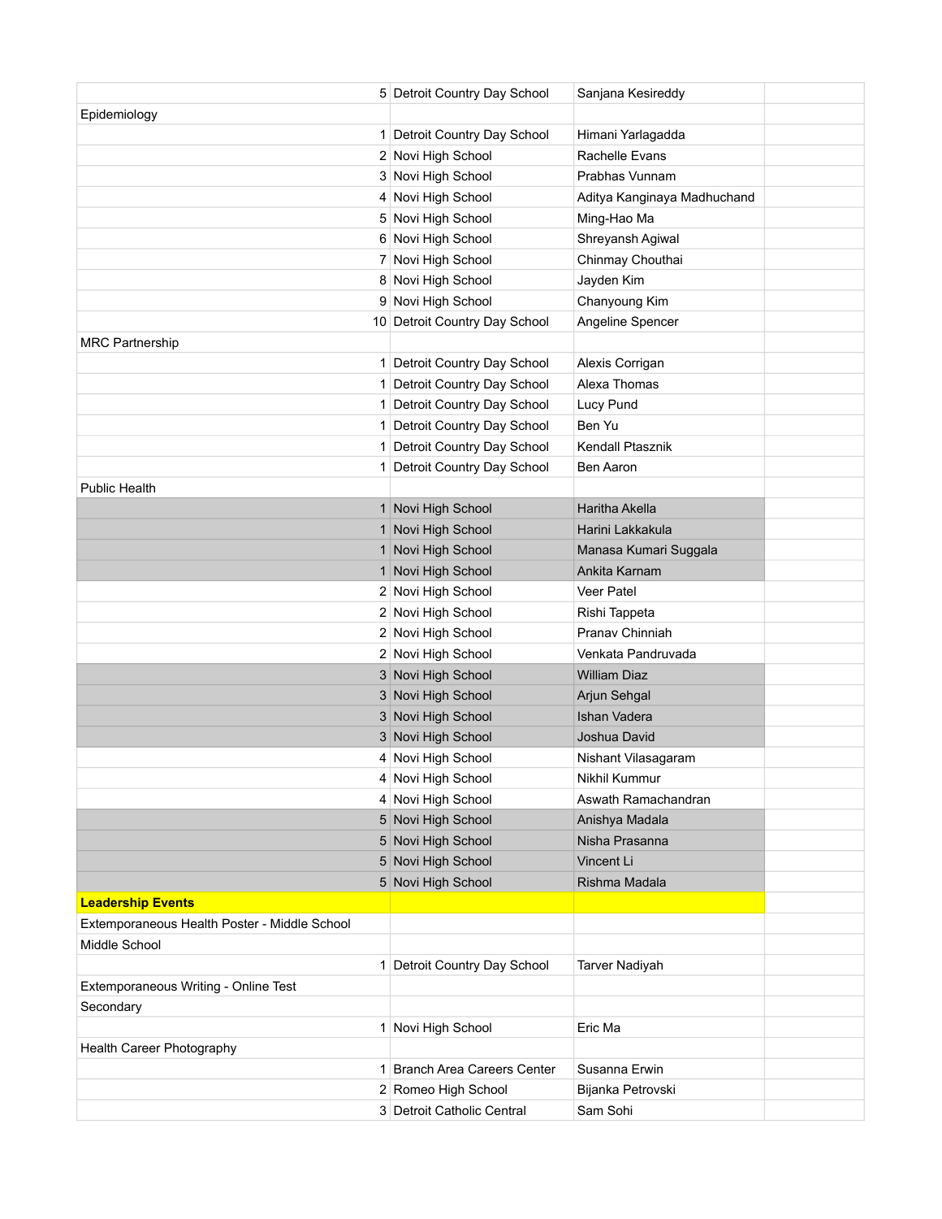| | | | |
|---|---|---|---|
| 5 | Detroit Country Day School | Sanjana Kesireddy | |
| Epidemiology | | | |
| 1 | Detroit Country Day School | Himani Yarlagadda | |
| 2 | Novi High School | Rachelle Evans | |
| 3 | Novi High School | Prabhas Vunnam | |
| 4 | Novi High School | Aditya Kanginaya Madhuchand | |
| 5 | Novi High School | Ming-Hao Ma | |
| 6 | Novi High School | Shreyansh Agiwal | |
| 7 | Novi High School | Chinmay Chouthai | |
| 8 | Novi High School | Jayden Kim | |
| 9 | Novi High School | Chanyoung Kim | |
| 10 | Detroit Country Day School | Angeline Spencer | |
| MRC Partnership | | | |
| 1 | Detroit Country Day School | Alexis Corrigan | |
| 1 | Detroit Country Day School | Alexa Thomas | |
| 1 | Detroit Country Day School | Lucy Pund | |
| 1 | Detroit Country Day School | Ben Yu | |
| 1 | Detroit Country Day School | Kendall Ptasznik | |
| 1 | Detroit Country Day School | Ben Aaron | |
| Public Health | | | |
| 1 | Novi High School | Haritha Akella | |
| 1 | Novi High School | Harini Lakkakula | |
| 1 | Novi High School | Manasa Kumari Suggala | |
| 1 | Novi High School | Ankita Karnam | |
| 2 | Novi High School | Veer Patel | |
| 2 | Novi High School | Rishi Tappeta | |
| 2 | Novi High School | Pranav Chinniah | |
| 2 | Novi High School | Venkata Pandruvada | |
| 3 | Novi High School | William Diaz | |
| 3 | Novi High School | Arjun Sehgal | |
| 3 | Novi High School | Ishan Vadera | |
| 3 | Novi High School | Joshua David | |
| 4 | Novi High School | Nishant Vilasagaram | |
| 4 | Novi High School | Nikhil Kummur | |
| 4 | Novi High School | Aswath Ramachandran | |
| 5 | Novi High School | Anishya Madala | |
| 5 | Novi High School | Nisha Prasanna | |
| 5 | Novi High School | Vincent Li | |
| 5 | Novi High School | Rishma Madala | |
| **Leadership Events** | | | |
| Extemporaneous Health Poster - Middle School | | | |
| Middle School | | | |
| 1 | Detroit Country Day School | Tarver Nadiyah | |
| Extemporaneous Writing - Online Test | | | |
| Secondary | | | |
| 1 | Novi High School | Eric Ma | |
| Health Career Photography | | | |
| 1 | Branch Area Careers Center | Susanna Erwin | |
| 2 | Romeo High School | Bijanka Petrovski | |
| 3 | Detroit Catholic Central | Sam Sohi | |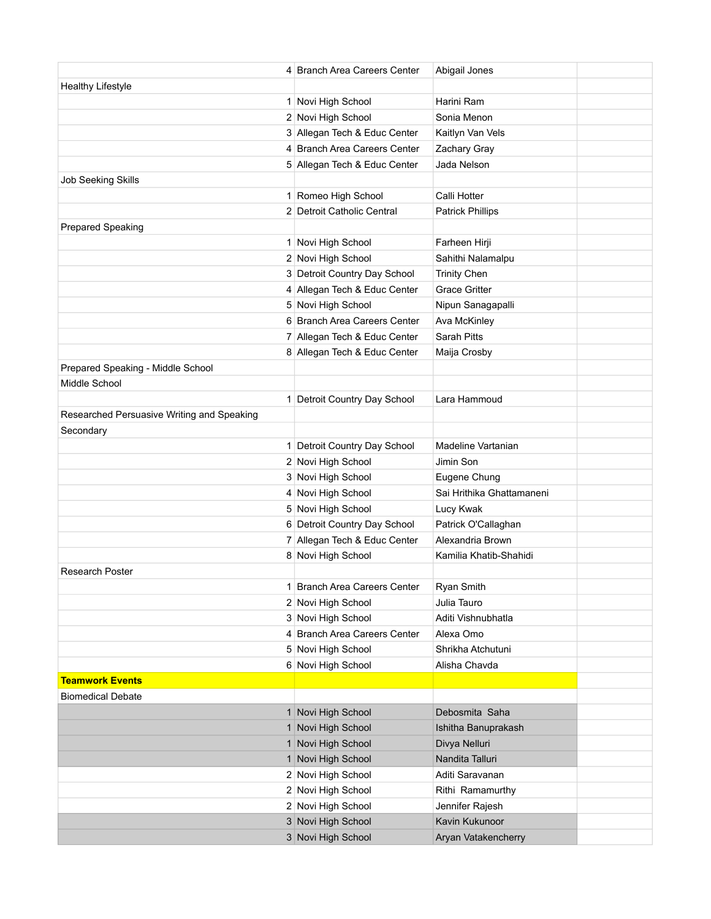| | | | |
|---|---|---|---|
| | 4 | Branch Area Careers Center | Abigail Jones |
| Healthy Lifestyle | | | |
| | 1 | Novi High School | Harini Ram |
| | 2 | Novi High School | Sonia Menon |
| | 3 | Allegan Tech & Educ Center | Kaitlyn Van Vels |
| | 4 | Branch Area Careers Center | Zachary Gray |
| | 5 | Allegan Tech & Educ Center | Jada Nelson |
| Job Seeking Skills | | | |
| | 1 | Romeo High School | Calli Hotter |
| | 2 | Detroit Catholic Central | Patrick Phillips |
| Prepared Speaking | | | |
| | 1 | Novi High School | Farheen Hirji |
| | 2 | Novi High School | Sahithi Nalamalpu |
| | 3 | Detroit Country Day School | Trinity Chen |
| | 4 | Allegan Tech & Educ Center | Grace Gritter |
| | 5 | Novi High School | Nipun Sanagapalli |
| | 6 | Branch Area Careers Center | Ava McKinley |
| | 7 | Allegan Tech & Educ Center | Sarah Pitts |
| | 8 | Allegan Tech & Educ Center | Maija Crosby |
| Prepared Speaking - Middle School | | | |
| Middle School | | | |
| | 1 | Detroit Country Day School | Lara Hammoud |
| Researched Persuasive Writing and Speaking | | | |
| Secondary | | | |
| | 1 | Detroit Country Day School | Madeline Vartanian |
| | 2 | Novi High School | Jimin Son |
| | 3 | Novi High School | Eugene Chung |
| | 4 | Novi High School | Sai Hrithika Ghattamaneni |
| | 5 | Novi High School | Lucy Kwak |
| | 6 | Detroit Country Day School | Patrick O'Callaghan |
| | 7 | Allegan Tech & Educ Center | Alexandria Brown |
| | 8 | Novi High School | Kamilia Khatib-Shahidi |
| Research Poster | | | |
| | 1 | Branch Area Careers Center | Ryan Smith |
| | 2 | Novi High School | Julia Tauro |
| | 3 | Novi High School | Aditi Vishnubhatla |
| | 4 | Branch Area Careers Center | Alexa Omo |
| | 5 | Novi High School | Shrikha Atchutuni |
| | 6 | Novi High School | Alisha Chavda |
| **Teamwork Events** | | | |
| Biomedical Debate | | | |
| | 1 | Novi High School | Debosmita Saha |
| | 1 | Novi High School | Ishitha Banuprakash |
| | 1 | Novi High School | Divya Nelluri |
| | 1 | Novi High School | Nandita Talluri |
| | 2 | Novi High School | Aditi Saravanan |
| | 2 | Novi High School | Rithi Ramamurthy |
| | 2 | Novi High School | Jennifer Rajesh |
| | 3 | Novi High School | Kavin Kukunoor |
| | 3 | Novi High School | Aryan Vatakencherry |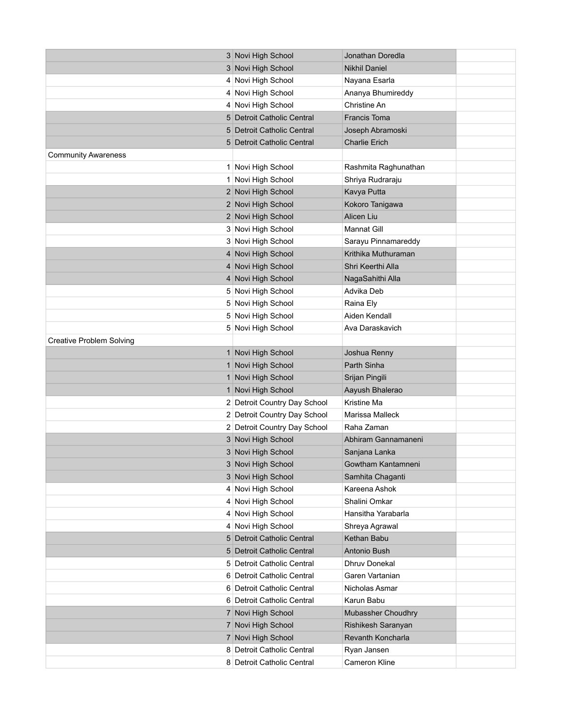| | | | |
|---|---|---|---|
| 3 | Novi High School | Jonathan Doredla | |
| 3 | Novi High School | Nikhil Daniel | |
| 4 | Novi High School | Nayana Esarla | |
| 4 | Novi High School | Ananya Bhumireddy | |
| 4 | Novi High School | Christine An | |
| 5 | Detroit Catholic Central | Francis Toma | |
| 5 | Detroit Catholic Central | Joseph Abramoski | |
| 5 | Detroit Catholic Central | Charlie Erich | |
| Community Awareness | | | |
| 1 | Novi High School | Rashmita Raghunathan | |
| 1 | Novi High School | Shriya Rudraraju | |
| 2 | Novi High School | Kavya Putta | |
| 2 | Novi High School | Kokoro Tanigawa | |
| 2 | Novi High School | Alicen Liu | |
| 3 | Novi High School | Mannat Gill | |
| 3 | Novi High School | Sarayu Pinnamareddy | |
| 4 | Novi High School | Krithika Muthuraman | |
| 4 | Novi High School | Shri Keerthi Alla | |
| 4 | Novi High School | NagaSahithi Alla | |
| 5 | Novi High School | Advika Deb | |
| 5 | Novi High School | Raina Ely | |
| 5 | Novi High School | Aiden Kendall | |
| 5 | Novi High School | Ava Daraskavich | |
| Creative Problem Solving | | | |
| 1 | Novi High School | Joshua Renny | |
| 1 | Novi High School | Parth Sinha | |
| 1 | Novi High School | Srijan Pingili | |
| 1 | Novi High School | Aayush Bhalerao | |
| 2 | Detroit Country Day School | Kristine Ma | |
| 2 | Detroit Country Day School | Marissa Malleck | |
| 2 | Detroit Country Day School | Raha Zaman | |
| 3 | Novi High School | Abhiram Gannamaneni | |
| 3 | Novi High School | Sanjana Lanka | |
| 3 | Novi High School | Gowtham Kantamneni | |
| 3 | Novi High School | Samhita Chaganti | |
| 4 | Novi High School | Kareena Ashok | |
| 4 | Novi High School | Shalini Omkar | |
| 4 | Novi High School | Hansitha Yarabarla | |
| 4 | Novi High School | Shreya Agrawal | |
| 5 | Detroit Catholic Central | Kethan Babu | |
| 5 | Detroit Catholic Central | Antonio Bush | |
| 5 | Detroit Catholic Central | Dhruv Donekal | |
| 6 | Detroit Catholic Central | Garen Vartanian | |
| 6 | Detroit Catholic Central | Nicholas Asmar | |
| 6 | Detroit Catholic Central | Karun Babu | |
| 7 | Novi High School | Mubassher Choudhry | |
| 7 | Novi High School | Rishikesh Saranyan | |
| 7 | Novi High School | Revanth Koncharla | |
| 8 | Detroit Catholic Central | Ryan Jansen | |
| 8 | Detroit Catholic Central | Cameron Kline | |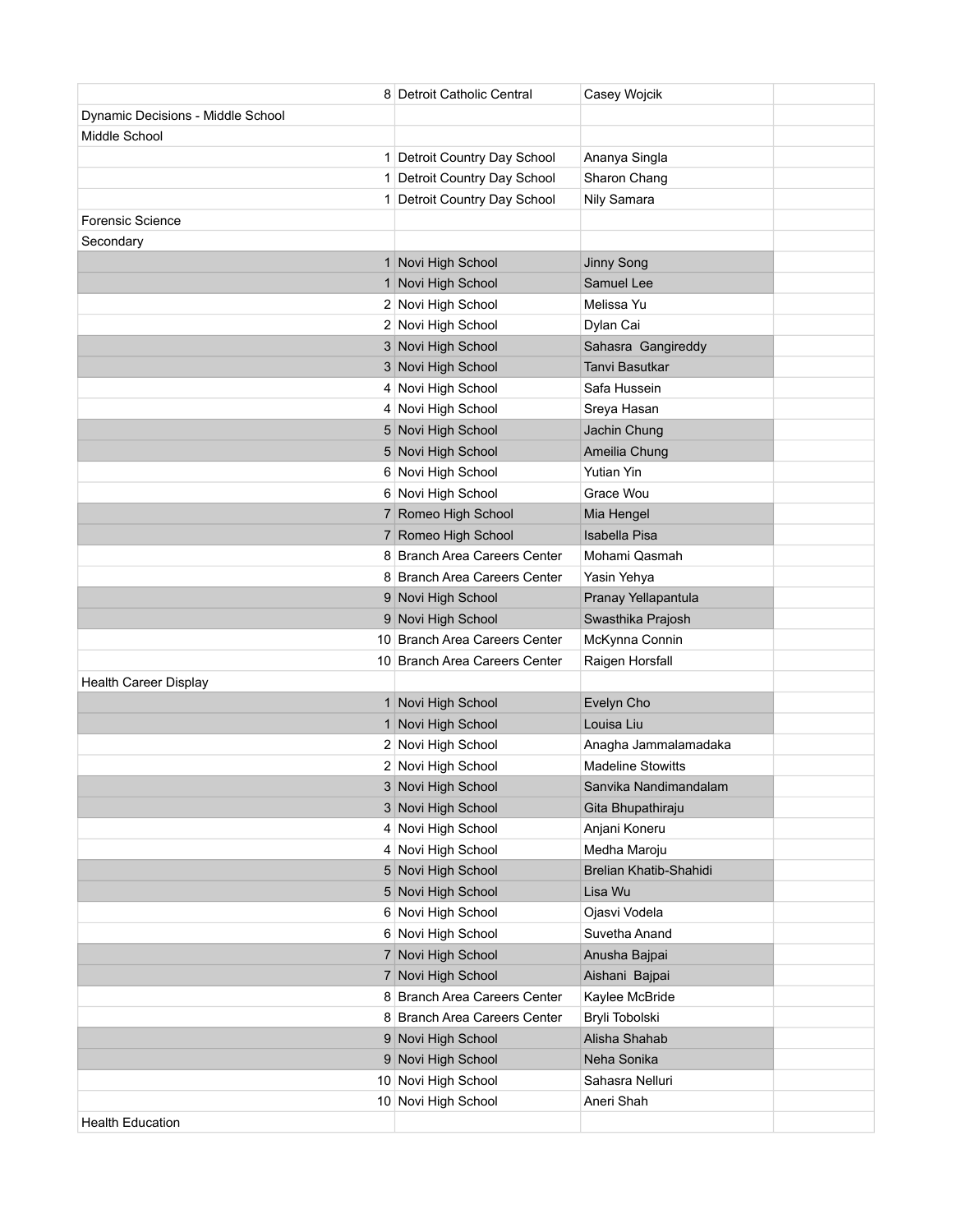| | | | |
|---|---|---|---|
| 8 | Detroit Catholic Central | Casey Wojcik | |
| Dynamic Decisions - Middle School | | | |
| Middle School | | | |
| 1 | Detroit Country Day School | Ananya Singla | |
| 1 | Detroit Country Day School | Sharon Chang | |
| 1 | Detroit Country Day School | Nily Samara | |
| Forensic Science | | | |
| Secondary | | | |
| 1 | Novi High School | Jinny Song | |
| 1 | Novi High School | Samuel Lee | |
| 2 | Novi High School | Melissa Yu | |
| 2 | Novi High School | Dylan Cai | |
| 3 | Novi High School | Sahasra  Gangireddy | |
| 3 | Novi High School | Tanvi Basutkar | |
| 4 | Novi High School | Safa Hussein | |
| 4 | Novi High School | Sreya Hasan | |
| 5 | Novi High School | Jachin Chung | |
| 5 | Novi High School | Ameilia Chung | |
| 6 | Novi High School | Yutian Yin | |
| 6 | Novi High School | Grace Wou | |
| 7 | Romeo High School | Mia Hengel | |
| 7 | Romeo High School | Isabella Pisa | |
| 8 | Branch Area Careers Center | Mohami Qasmah | |
| 8 | Branch Area Careers Center | Yasin Yehya | |
| 9 | Novi High School | Pranay Yellapantula | |
| 9 | Novi High School | Swasthika Prajosh | |
| 10 | Branch Area Careers Center | McKynna Connin | |
| 10 | Branch Area Careers Center | Raigen Horsfall | |
| Health Career Display | | | |
| 1 | Novi High School | Evelyn Cho | |
| 1 | Novi High School | Louisa Liu | |
| 2 | Novi High School | Anagha Jammalamadaka | |
| 2 | Novi High School | Madeline Stowitts | |
| 3 | Novi High School | Sanvika Nandimandalam | |
| 3 | Novi High School | Gita Bhupathiraju | |
| 4 | Novi High School | Anjani Koneru | |
| 4 | Novi High School | Medha Maroju | |
| 5 | Novi High School | Brelian Khatib-Shahidi | |
| 5 | Novi High School | Lisa Wu | |
| 6 | Novi High School | Ojasvi Vodela | |
| 6 | Novi High School | Suvetha Anand | |
| 7 | Novi High School | Anusha Bajpai | |
| 7 | Novi High School | Aishani  Bajpai | |
| 8 | Branch Area Careers Center | Kaylee McBride | |
| 8 | Branch Area Careers Center | Bryli Tobolski | |
| 9 | Novi High School | Alisha Shahab | |
| 9 | Novi High School | Neha Sonika | |
| 10 | Novi High School | Sahasra Nelluri | |
| 10 | Novi High School | Aneri Shah | |
| Health Education | | | |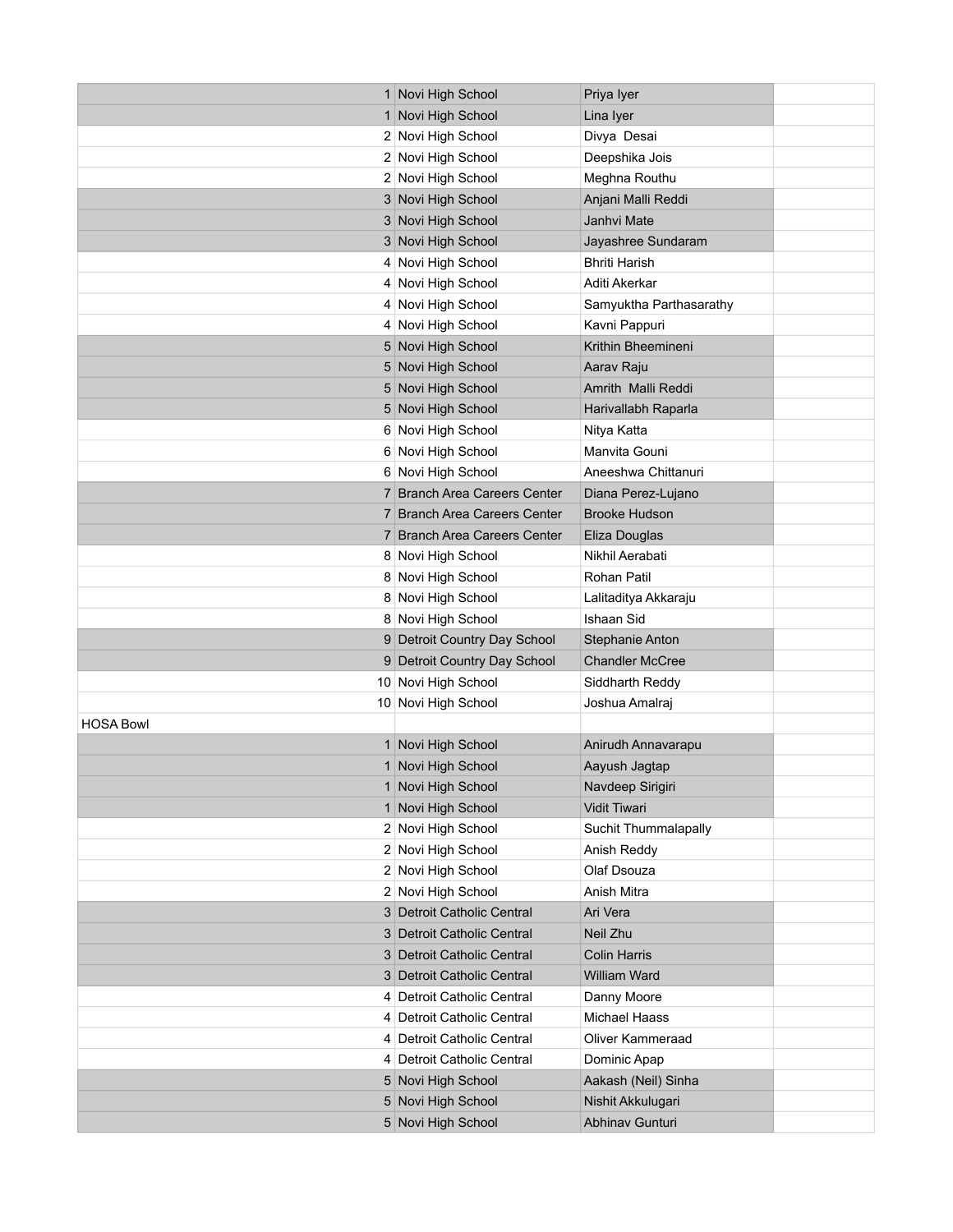| | | | |
|---|---|---|---|
| 1 | Novi High School | Priya Iyer | |
| 1 | Novi High School | Lina Iyer | |
| 2 | Novi High School | Divya  Desai | |
| 2 | Novi High School | Deepshika Jois | |
| 2 | Novi High School | Meghna Routhu | |
| 3 | Novi High School | Anjani Malli Reddi | |
| 3 | Novi High School | Janhvi Mate | |
| 3 | Novi High School | Jayashree Sundaram | |
| 4 | Novi High School | Bhriti Harish | |
| 4 | Novi High School | Aditi Akerkar | |
| 4 | Novi High School | Samyuktha Parthasarathy | |
| 4 | Novi High School | Kavni Pappuri | |
| 5 | Novi High School | Krithin Bheemineni | |
| 5 | Novi High School | Aarav Raju | |
| 5 | Novi High School | Amrith  Malli Reddi | |
| 5 | Novi High School | Harivallabh Raparla | |
| 6 | Novi High School | Nitya Katta | |
| 6 | Novi High School | Manvita Gouni | |
| 6 | Novi High School | Aneeshwa Chittanuri | |
| 7 | Branch Area Careers Center | Diana Perez-Lujano | |
| 7 | Branch Area Careers Center | Brooke Hudson | |
| 7 | Branch Area Careers Center | Eliza Douglas | |
| 8 | Novi High School | Nikhil Aerabati | |
| 8 | Novi High School | Rohan Patil | |
| 8 | Novi High School | Lalitaditya Akkaraju | |
| 8 | Novi High School | Ishaan Sid | |
| 9 | Detroit Country Day School | Stephanie Anton | |
| 9 | Detroit Country Day School | Chandler McCree | |
| 10 | Novi High School | Siddharth Reddy | |
| 10 | Novi High School | Joshua Amalraj | |
| HOSA Bowl | | | |
| 1 | Novi High School | Anirudh Annavarapu | |
| 1 | Novi High School | Aayush Jagtap | |
| 1 | Novi High School | Navdeep Sirigiri | |
| 1 | Novi High School | Vidit Tiwari | |
| 2 | Novi High School | Suchit Thummalapally | |
| 2 | Novi High School | Anish Reddy | |
| 2 | Novi High School | Olaf Dsouza | |
| 2 | Novi High School | Anish Mitra | |
| 3 | Detroit Catholic Central | Ari Vera | |
| 3 | Detroit Catholic Central | Neil Zhu | |
| 3 | Detroit Catholic Central | Colin Harris | |
| 3 | Detroit Catholic Central | William Ward | |
| 4 | Detroit Catholic Central | Danny Moore | |
| 4 | Detroit Catholic Central | Michael Haass | |
| 4 | Detroit Catholic Central | Oliver Kammeraad | |
| 4 | Detroit Catholic Central | Dominic Apap | |
| 5 | Novi High School | Aakash (Neil) Sinha | |
| 5 | Novi High School | Nishit Akkulugari | |
| 5 | Novi High School | Abhinav Gunturi | |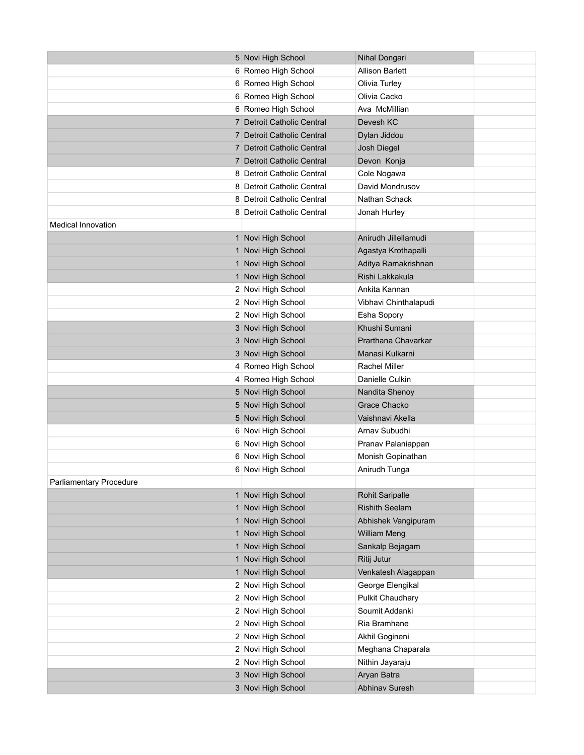| | | | |
|---|---|---|---|
| 5 | Novi High School | Nihal Dongari | |
| 6 | Romeo High School | Allison Barlett | |
| 6 | Romeo High School | Olivia Turley | |
| 6 | Romeo High School | Olivia Cacko | |
| 6 | Romeo High School | Ava McMillian | |
| 7 | Detroit Catholic Central | Devesh KC | |
| 7 | Detroit Catholic Central | Dylan Jiddou | |
| 7 | Detroit Catholic Central | Josh Diegel | |
| 7 | Detroit Catholic Central | Devon Konja | |
| 8 | Detroit Catholic Central | Cole Nogawa | |
| 8 | Detroit Catholic Central | David Mondrusov | |
| 8 | Detroit Catholic Central | Nathan Schack | |
| 8 | Detroit Catholic Central | Jonah Hurley | |
| Medical Innovation | | | |
| 1 | Novi High School | Anirudh Jillellamudi | |
| 1 | Novi High School | Agastya Krothapalli | |
| 1 | Novi High School | Aditya Ramakrishnan | |
| 1 | Novi High School | Rishi Lakkakula | |
| 2 | Novi High School | Ankita Kannan | |
| 2 | Novi High School | Vibhavi Chinthalapudi | |
| 2 | Novi High School | Esha Sopory | |
| 3 | Novi High School | Khushi Sumani | |
| 3 | Novi High School | Prarthana Chavarkar | |
| 3 | Novi High School | Manasi Kulkarni | |
| 4 | Romeo High School | Rachel Miller | |
| 4 | Romeo High School | Danielle Culkin | |
| 5 | Novi High School | Nandita Shenoy | |
| 5 | Novi High School | Grace Chacko | |
| 5 | Novi High School | Vaishnavi Akella | |
| 6 | Novi High School | Arnav Subudhi | |
| 6 | Novi High School | Pranav Palaniappan | |
| 6 | Novi High School | Monish Gopinathan | |
| 6 | Novi High School | Anirudh Tunga | |
| Parliamentary Procedure | | | |
| 1 | Novi High School | Rohit Saripalle | |
| 1 | Novi High School | Rishith Seelam | |
| 1 | Novi High School | Abhishek Vangipuram | |
| 1 | Novi High School | William Meng | |
| 1 | Novi High School | Sankalp Bejagam | |
| 1 | Novi High School | Ritij Jutur | |
| 1 | Novi High School | Venkatesh Alagappan | |
| 2 | Novi High School | George Elengikal | |
| 2 | Novi High School | Pulkit Chaudhary | |
| 2 | Novi High School | Soumit Addanki | |
| 2 | Novi High School | Ria Bramhane | |
| 2 | Novi High School | Akhil Gogineni | |
| 2 | Novi High School | Meghana Chaparala | |
| 2 | Novi High School | Nithin Jayaraju | |
| 3 | Novi High School | Aryan Batra | |
| 3 | Novi High School | Abhinav Suresh | |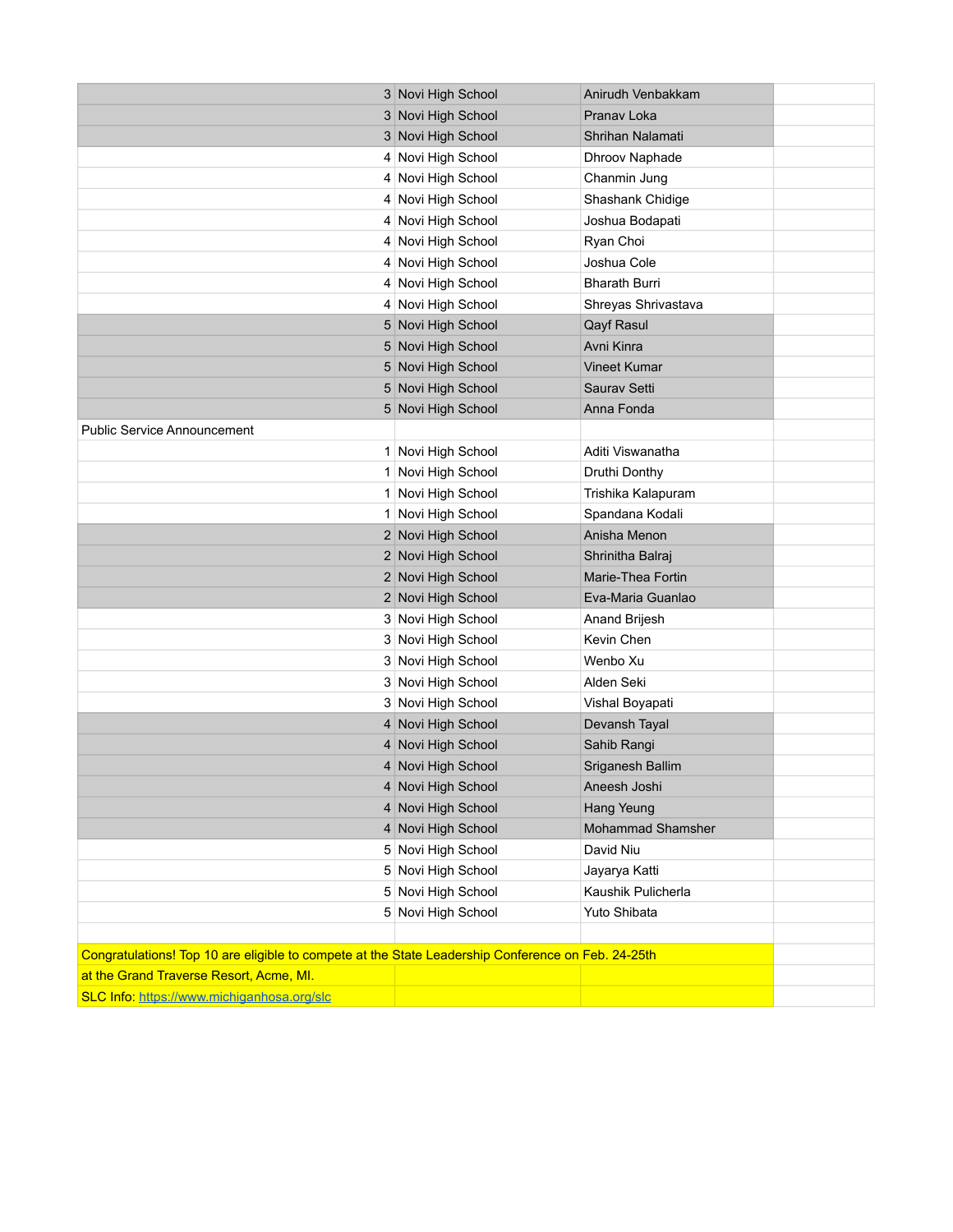| | | | |
|---|---|---|---|
| 3 | Novi High School | Anirudh Venbakkam | |
| 3 | Novi High School | Pranav Loka | |
| 3 | Novi High School | Shrihan Nalamati | |
| 4 | Novi High School | Dhroov Naphade | |
| 4 | Novi High School | Chanmin Jung | |
| 4 | Novi High School | Shashank Chidige | |
| 4 | Novi High School | Joshua Bodapati | |
| 4 | Novi High School | Ryan Choi | |
| 4 | Novi High School | Joshua Cole | |
| 4 | Novi High School | Bharath Burri | |
| 4 | Novi High School | Shreyas Shrivastava | |
| 5 | Novi High School | Qayf Rasul | |
| 5 | Novi High School | Avni Kinra | |
| 5 | Novi High School | Vineet Kumar | |
| 5 | Novi High School | Saurav Setti | |
| 5 | Novi High School | Anna Fonda | |
| Public Service Announcement | | | |
| 1 | Novi High School | Aditi Viswanatha | |
| 1 | Novi High School | Druthi Donthy | |
| 1 | Novi High School | Trishika Kalapuram | |
| 1 | Novi High School | Spandana Kodali | |
| 2 | Novi High School | Anisha Menon | |
| 2 | Novi High School | Shrinitha Balraj | |
| 2 | Novi High School | Marie-Thea Fortin | |
| 2 | Novi High School | Eva-Maria Guanlao | |
| 3 | Novi High School | Anand Brijesh | |
| 3 | Novi High School | Kevin Chen | |
| 3 | Novi High School | Wenbo Xu | |
| 3 | Novi High School | Alden Seki | |
| 3 | Novi High School | Vishal Boyapati | |
| 4 | Novi High School | Devansh Tayal | |
| 4 | Novi High School | Sahib Rangi | |
| 4 | Novi High School | Sriganesh Ballim | |
| 4 | Novi High School | Aneesh Joshi | |
| 4 | Novi High School | Hang Yeung | |
| 4 | Novi High School | Mohammad Shamsher | |
| 5 | Novi High School | David Niu | |
| 5 | Novi High School | Jayarya Katti | |
| 5 | Novi High School | Kaushik Pulicherla | |
| 5 | Novi High School | Yuto Shibata | |
| | | | |
| Congratulations! Top 10 are eligible to compete at the State Leadership Conference on Feb. 24-25th | | | |
| at the Grand Traverse Resort, Acme, MI. | | | |
| SLC Info: https://www.michiganhosa.org/slc | | | |